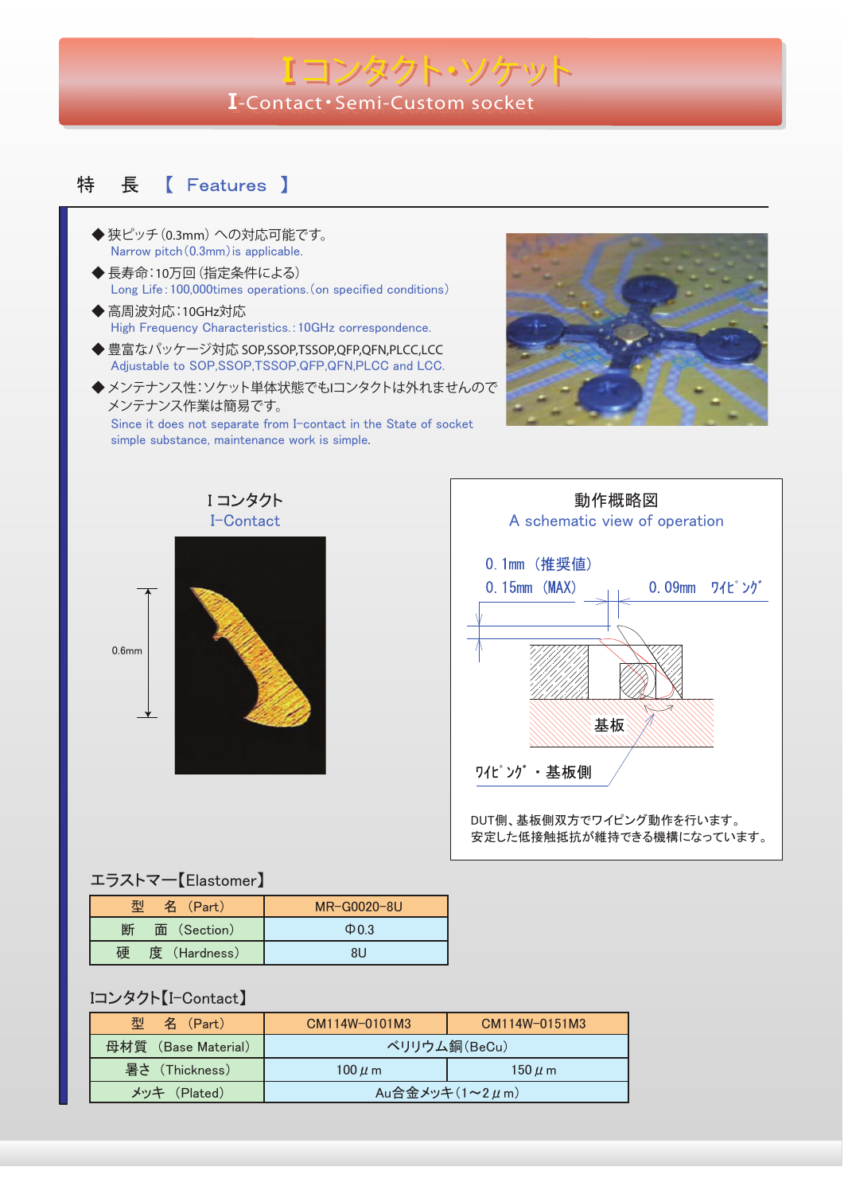# Iコンタクト・ソケット

## I-Contact・Semi-Custom socket

## 特　長　【 Features 】

◆狭ピッチ(0.3mm) への対応可能です。
Narrow pitch(0.3mm) is applicable.

◆長寿命:10万回 (指定条件による)
Long Life:100,000times operations.(on specified conditions)

◆高周波対応:10GHz対応
High Frequency Characteristics.:10GHz correspondence.

◆豊富なパッケージ対応 SOP,SSOP,TSSOP,QFP,QFN,PLCC,LCC
Adjustable to SOP,SSOP,TSSOP,QFP,QFN,PLCC and LCC.

◆メンテナンス性:ソケット単体状態でもIコンタクトは外れませんので
メンテナンス作業は簡易です。
Since it does not separate from I-contact in the State of socket simple substance, maintenance work is simple.

I コンタクト
I-Contact

0.6mm

動作概略図
A schematic view of operation

0. 1mm（推奨値）
0. 15mm（MAX）
0. 09mm　ﾜｲﾋﾟﾝｸﾞ
基板
ﾜｲﾋﾟﾝｸﾞ・基板側

DUT側、基板側双方でワイピング動作を行います。
安定した低接触抵抗が維持できる機構になっています。

エラストマー【Elastomer】

| 型　名（Part） | MR-G0020-8U |
|---|---|
| 断　面（Section） | Φ0.3 |
| 硬　度（Hardness） | 8U |

Iコンタクト【I-Contact】

| 型　名（Part） | CM114W-0101M3 | CM114W-0151M3 |
|---|---|---|
| 母材質（Base Material） | ベリリウム銅(BeCu) | |
| 暑さ（Thickness） | 100 μ m | 150 μ m |
| メッキ（Plated） | Au合金メッキ(1〜2 μ m) | |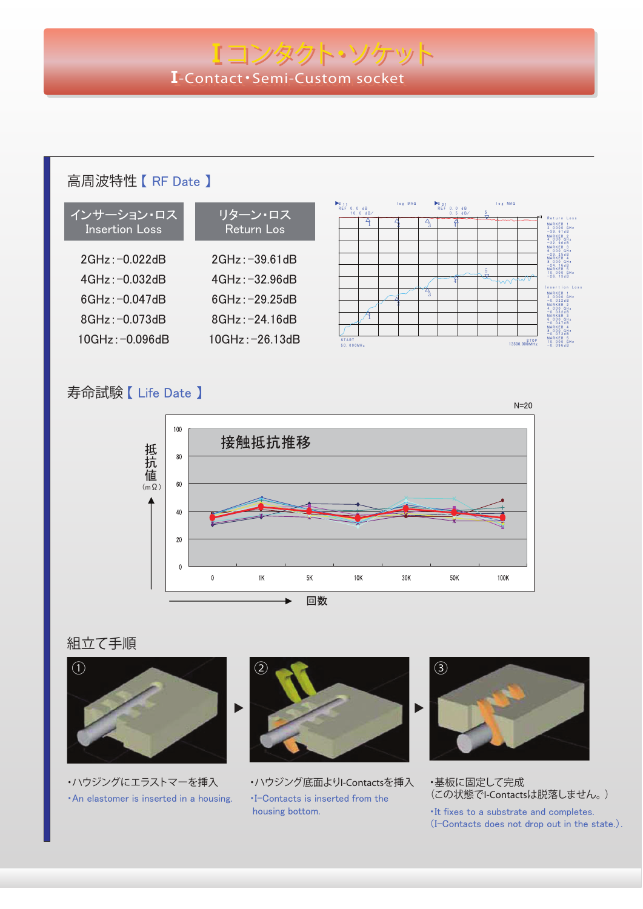# Iコンタクト・ソケット

I-Contact・Semi-Custom socket

## 高周波特性【 RF Date 】

| インサーション・ロス Insertion Loss | リターン・ロス Return Los |
|---|---|
| 2GHz：−0.022dB | 2GHz：−39.61dB |
| 4GHz：−0.032dB | 4GHz：−32.96dB |
| 6GHz：−0.047dB | 6GHz：−29.25dB |
| 8GHz：−0.073dB | 8GHz：−24.16dB |
| 10GHz：−0.096dB | 10GHz：−26.13dB |

S11 REF 0.0 dB 10.0 dB/ log MAG
S21 REF 0.0 dB 0.5 dB/ log MAG

Return Loss
MARKER 1 2.0000 GHz −39.61dB
MARKER 2 4.000 GHz −32.96dB
MARKER 3 6.000 GHz −29.25dB
MARKER 4 8.000 GHz −24.16dB
MARKER 5 10.000 GHz −26.13dB

Insertion Loss
MARKER 1 2.0000 GHz −0.022dB
MARKER 2 4.000 GHz −0.032dB
MARKER 3 6.000 GHz −0.047dB
MARKER 4 8.000 GHz −0.073dB
MARKER 5 10.000 GHz −0.096dB

START 50.000MHz
STOP 13500.000MHz

## 寿命試験【 Life Date 】

N=20

接触抵抗推移

抵抗値 (mΩ)

100
80
60
40
20
0

0 1K 5K 10K 30K 50K 100K

回数

## 組立て手順

①
・ハウジングにエラストマーを挿入
・An elastomer is inserted in a housing.

②
・ハウジング底面よりI-Contactsを挿入
・I-Contacts is inserted from the housing bottom.

③
・基板に固定して完成
（この状態でI-Contactsは脱落しません。）
・It fixes to a substrate and completes.
（I-Contacts does not drop out in the state.）.